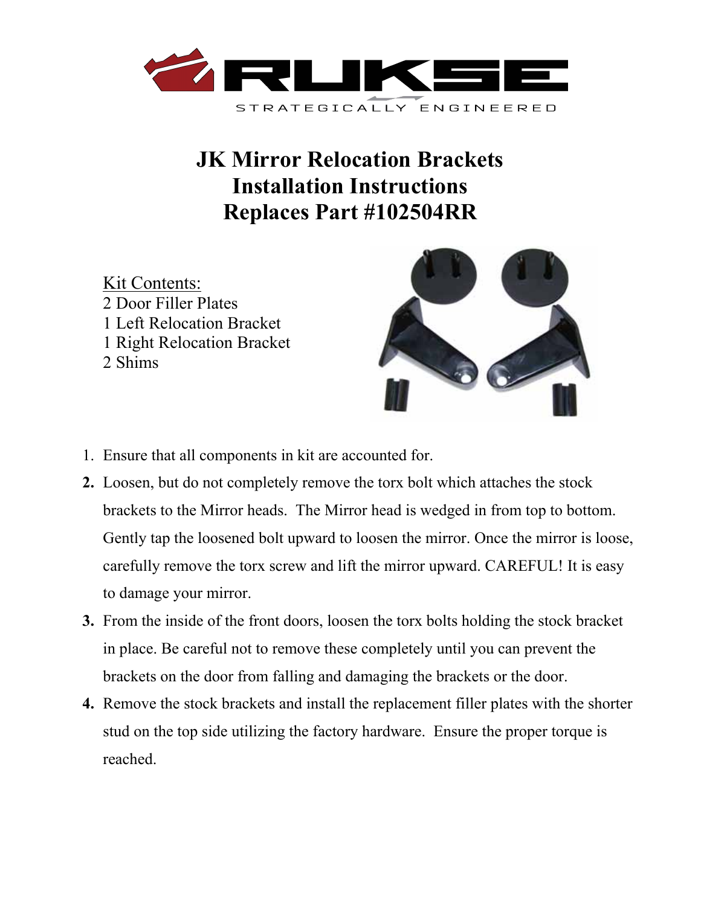# JK Mirror Relocation Brackets
# Installation Instructions
# Replaces Part #102504RR

Kit Contents:
2 Door Filler Plates
1 Left Relocation Bracket
1 Right Relocation Bracket
2 Shims

1. Ensure that all components in kit are accounted for.
2. Loosen, but do not completely remove the torx bolt which attaches the stock brackets to the Mirror heads. The Mirror head is wedged in from top to bottom. Gently tap the loosened bolt upward to loosen the mirror. Once the mirror is loose, carefully remove the torx screw and lift the mirror upward. CAREFUL! It is easy to damage your mirror.
3. From the inside of the front doors, loosen the torx bolts holding the stock bracket in place. Be careful not to remove these completely until you can prevent the brackets on the door from falling and damaging the brackets or the door.
4. Remove the stock brackets and install the replacement filler plates with the shorter stud on the top side utilizing the factory hardware. Ensure the proper torque is reached.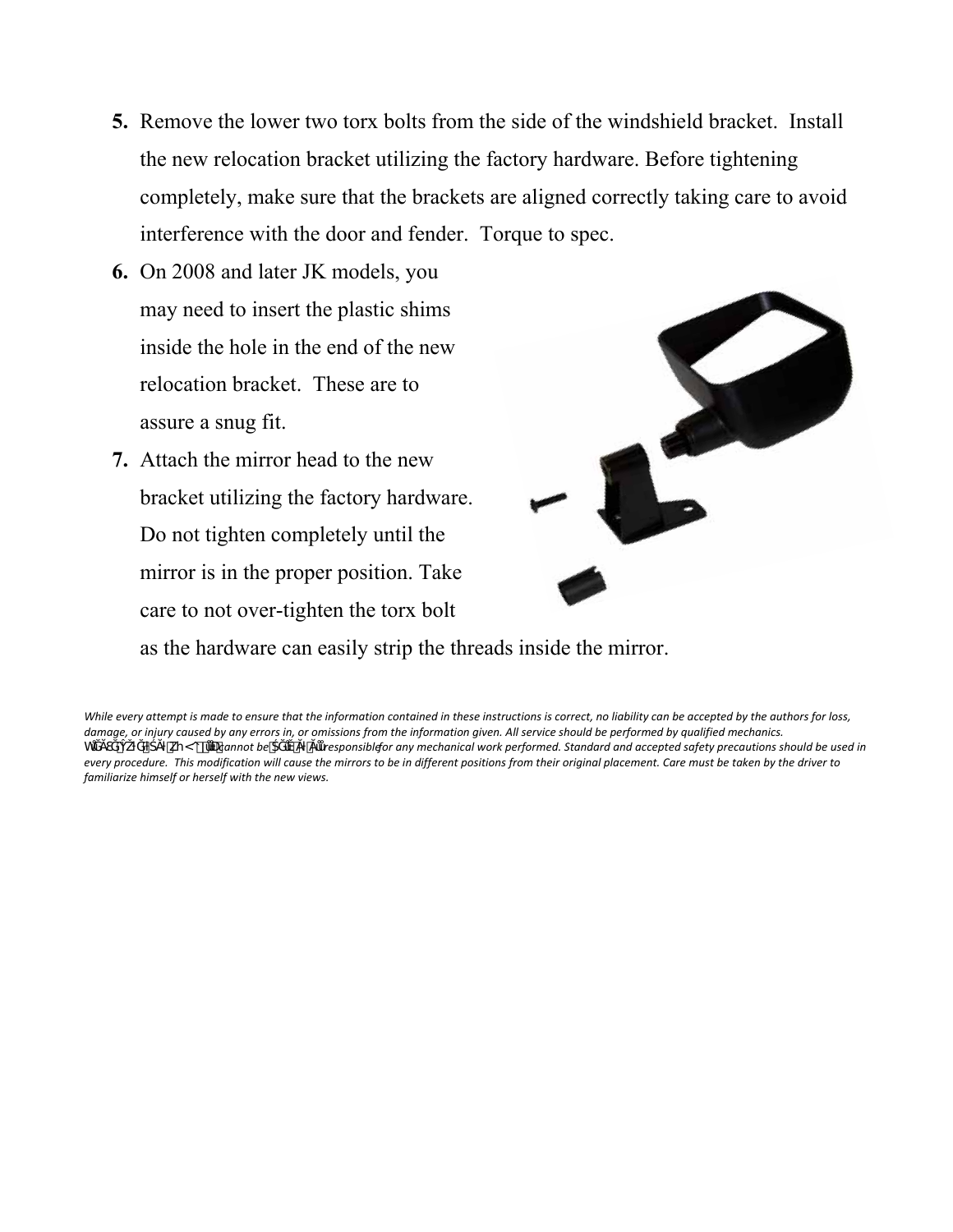5. Remove the lower two torx bolts from the side of the windshield bracket. Install the new relocation bracket utilizing the factory hardware. Before tightening completely, make sure that the brackets are aligned correctly taking care to avoid interference with the door and fender. Torque to spec.
6. On 2008 and later JK models, you may need to insert the plastic shims inside the hole in the end of the new relocation bracket. These are to assure a snug fit.
7. Attach the mirror head to the new bracket utilizing the factory hardware. Do not tighten completely until the mirror is in the proper position. Take care to not over-tighten the torx bolt as the hardware can easily strip the threads inside the mirror.

*While every attempt is made to ensure that the information contained in these instructions is correct, no liability can be accepted by the authors for loss, damage, or injury caused by any errors in, or omissions from the information given. All service should be performed by qualified mechanics. WĂƌƚƐŽŶĞŵĞƌŝĐĂ/ZŚh<∎∎∎cannot be ŚĞůĚ ƌesponsible for any mechanical work performed. Standard and accepted safety precautions should be used in every procedure. This modification will cause the mirrors to be in different positions from their original placement. Care must be taken by the driver to familiarize himself or herself with the new views.*